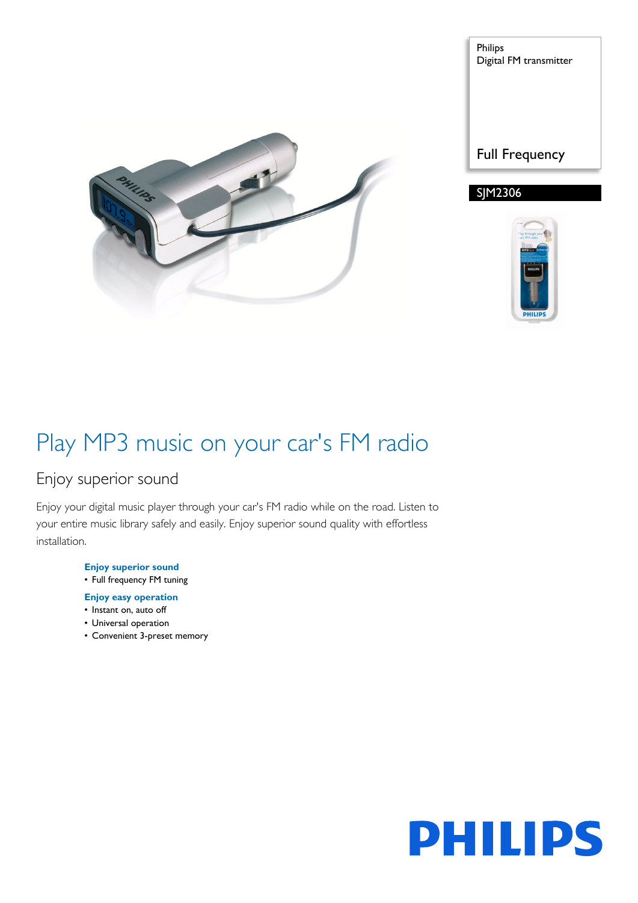Philips
Digital FM transmitter

Full Frequency

SJM2306

# Play MP3 music on your car's FM radio

## Enjoy superior sound

Enjoy your digital music player through your car's FM radio while on the road. Listen to your entire music library safely and easily. Enjoy superior sound quality with effortless installation.

**Enjoy superior sound**
- Full frequency FM tuning

**Enjoy easy operation**
- Instant on, auto off
- Universal operation
- Convenient 3-preset memory

PHILIPS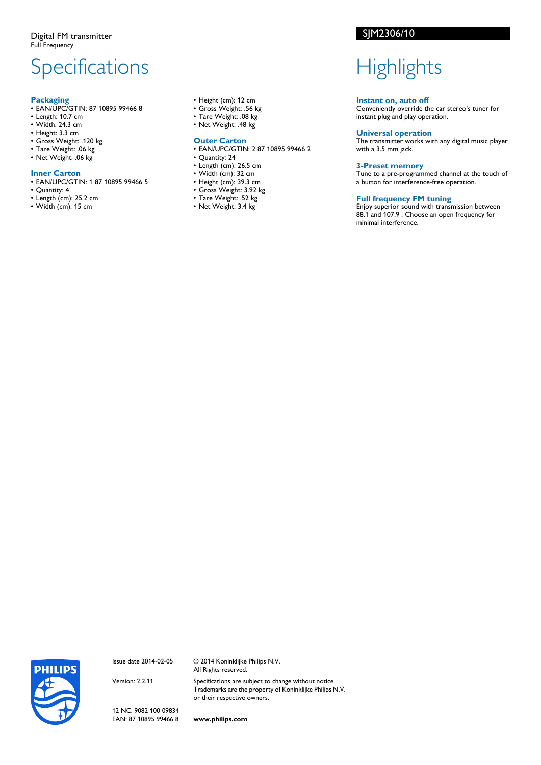Digital FM transmitter
Full Frequency

# Specifications

### Packaging

- EAN/UPC/GTIN: 87 10895 99466 8
- Length: 10.7 cm
- Width: 24.3 cm
- Height: 3.3 cm
- Gross Weight: .120 kg
- Tare Weight: .06 kg
- Net Weight: .06 kg

### Inner Carton

- EAN/UPC/GTIN: 1 87 10895 99466 5
- Quantity: 4
- Length (cm): 25.2 cm
- Width (cm): 15 cm
- Height (cm): 12 cm
- Gross Weight: .56 kg
- Tare Weight: .08 kg
- Net Weight: .48 kg

### Outer Carton

- EAN/UPC/GTIN: 2 87 10895 99466 2
- Quantity: 24
- Length (cm): 26.5 cm
- Width (cm): 32 cm
- Height (cm): 39.3 cm
- Gross Weight: 3.92 kg
- Tare Weight: .52 kg
- Net Weight: 3.4 kg

SJM2306/10

# Highlights

### Instant on, auto off

Conveniently override the car stereo's tuner for instant plug and play operation.

### Universal operation

The transmitter works with any digital music player with a 3.5 mm jack.

### 3-Preset memory

Tune to a pre-programmed channel at the touch of a button for interference-free operation.

### Full frequency FM tuning

Enjoy superior sound with transmission between 88.1 and 107.9 . Choose an open frequency for minimal interference.

Issue date 2014-02-05

Version: 2.2.11

12 NC: 9082 100 09834
EAN: 87 10895 99466 8

© 2014 Koninklijke Philips N.V.
All Rights reserved.

Specifications are subject to change without notice. Trademarks are the property of Koninklijke Philips N.V. or their respective owners.

**www.philips.com**